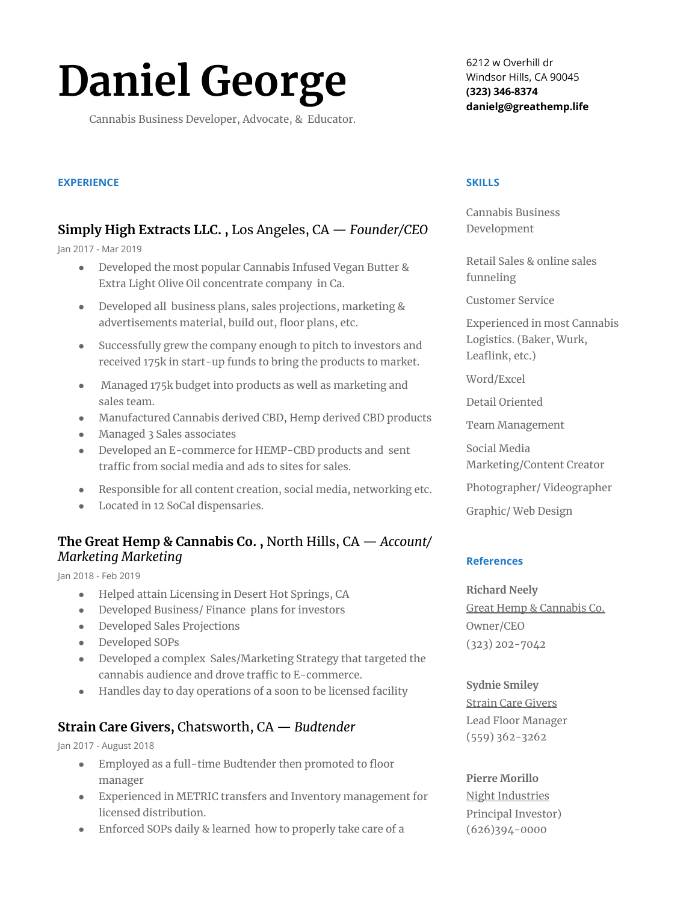# Daniel George

Cannabis Business Developer, Advocate, & Educator.

6212 w Overhill dr
Windsor Hills, CA 90045
**(323) 346-8374**
**danielg@greathemp.life**

## EXPERIENCE

### **Simply High Extracts LLC. ,** Los Angeles, CA — *Founder/CEO*

Jan 2017 - Mar 2019

- Developed the most popular Cannabis Infused Vegan Butter & Extra Light Olive Oil concentrate company in Ca.
- Developed all business plans, sales projections, marketing & advertisements material, build out, floor plans, etc.
- Successfully grew the company enough to pitch to investors and received 175k in start-up funds to bring the products to market.
- Managed 175k budget into products as well as marketing and sales team.
- Manufactured Cannabis derived CBD, Hemp derived CBD products
- Managed 3 Sales associates
- Developed an E-commerce for HEMP-CBD products and sent traffic from social media and ads to sites for sales.
- Responsible for all content creation, social media, networking etc.
- Located in 12 SoCal dispensaries.

### **The Great Hemp & Cannabis Co. ,** North Hills, CA — *Account/ Marketing Marketing*

Jan 2018 - Feb 2019

- Helped attain Licensing in Desert Hot Springs, CA
- Developed Business/ Finance plans for investors
- Developed Sales Projections
- Developed SOPs
- Developed a complex Sales/Marketing Strategy that targeted the cannabis audience and drove traffic to E-commerce.
- Handles day to day operations of a soon to be licensed facility

### **Strain Care Givers,** Chatsworth, CA — *Budtender*

Jan 2017 - August 2018

- Employed as a full-time Budtender then promoted to floor manager
- Experienced in METRIC transfers and Inventory management for licensed distribution.
- Enforced SOPs daily & learned how to properly take care of a

## SKILLS

Cannabis Business Development

Retail Sales & online sales funneling

Customer Service

Experienced in most Cannabis Logistics. (Baker, Wurk, Leaflink, etc.)

Word/Excel

Detail Oriented

Team Management

Social Media Marketing/Content Creator

Photographer/ Videographer

Graphic/ Web Design

## References

**Richard Neely**
Great Hemp & Cannabis Co.
Owner/CEO
(323) 202-7042

**Sydnie Smiley**
Strain Care Givers
Lead Floor Manager
(559) 362-3262

**Pierre Morillo**
Night Industries
Principal Investor)
(626)394-0000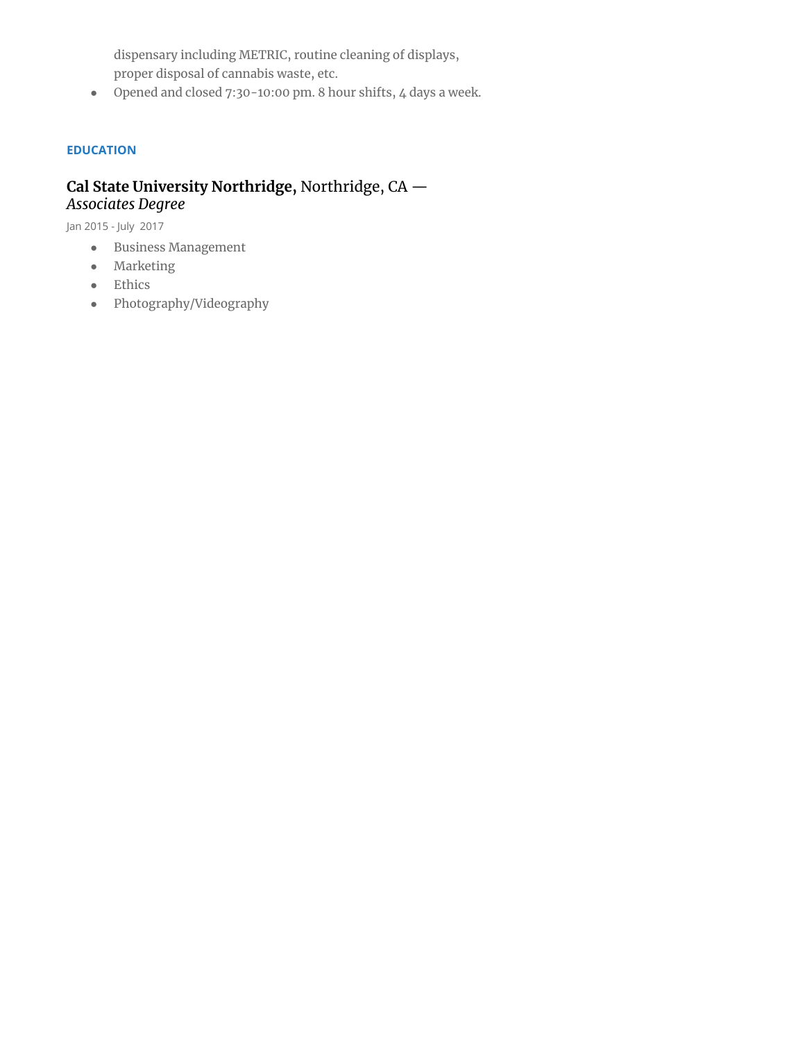dispensary including METRIC, routine cleaning of displays, proper disposal of cannabis waste, etc.

- Opened and closed 7:30-10:00 pm. 8 hour shifts, 4 days a week.

## EDUCATION

### **Cal State University Northridge,** Northridge, CA — *Associates Degree*

Jan 2015 - July 2017

- Business Management
- Marketing
- Ethics
- Photography/Videography